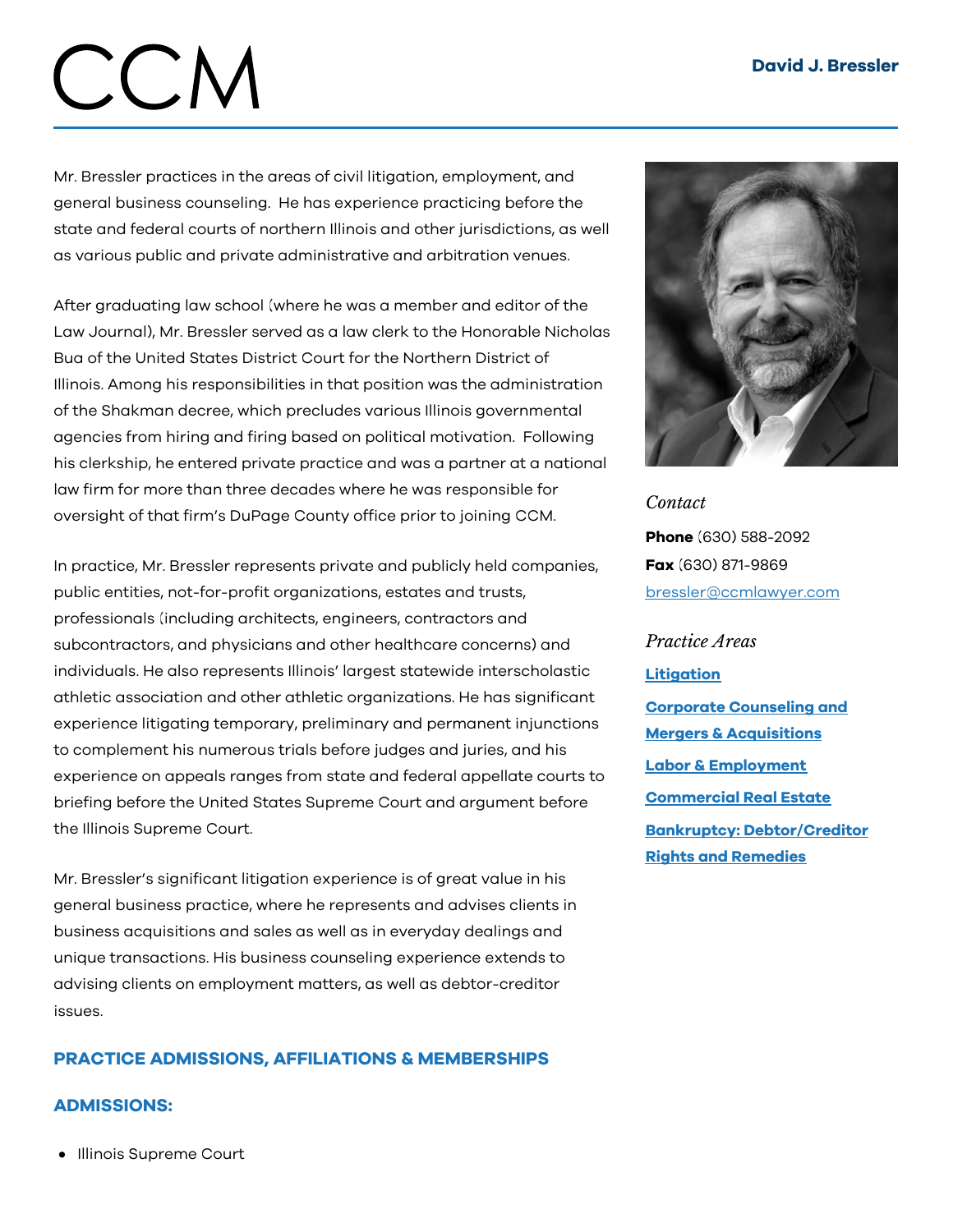# David J. Bressler

Mr. Bressler practices in the areas of civil litigation, employment, and general business counseling. He has experience practicing before the state and federal courts of northern Illinois and other jurisdictions, as well as various public and private administrative and arbitration venues.

After graduating law school (where he was a member and editor of the Law Journal), Mr. Bressler served as a law clerk to the Honorable Nicholas Bua of the United States District Court for the Northern District of Illinois. Among his responsibilities in that position was the administration of the Shakman decree, which precludes various Illinois governmental agencies from hiring and firing based on political motivation. Following his clerkship, he entered private practice and was a partner at a national law firm for more than three decades where he was responsible for oversight of that firm's DuPage County office prior to joining CCM.

In practice, Mr. Bressler represents private and publicly held companies, public entities, not-for-profit organizations, estates and trusts, professionals (including architects, engineers, contractors and subcontractors, and physicians and other healthcare concerns) and individuals. He also represents Illinois' largest statewide interscholastic athletic association and other athletic organizations. He has significant experience litigating temporary, preliminary and permanent injunctions to complement his numerous trials before judges and juries, and his experience on appeals ranges from state and federal appellate courts to briefing before the United States Supreme Court and argument before the Illinois Supreme Court.

Mr. Bressler's significant litigation experience is of great value in his general business practice, where he represents and advises clients in business acquisitions and sales as well as in everyday dealings and unique transactions. His business counseling experience extends to advising clients on employment matters, as well as debtor-creditor issues.

*Contact*

**Phone** (630) 588-2092

**Fax** (630) 871-9869

bressler@ccmlawyer.com

*Practice Areas*

**Litigation**

**Corporate Counseling and Mergers & Acquisitions**

**Labor & Employment**

**Commercial Real Estate**

**Bankruptcy: Debtor/Creditor Rights and Remedies**

## PRACTICE ADMISSIONS, AFFILIATIONS & MEMBERSHIPS

### ADMISSIONS:

- Illinois Supreme Court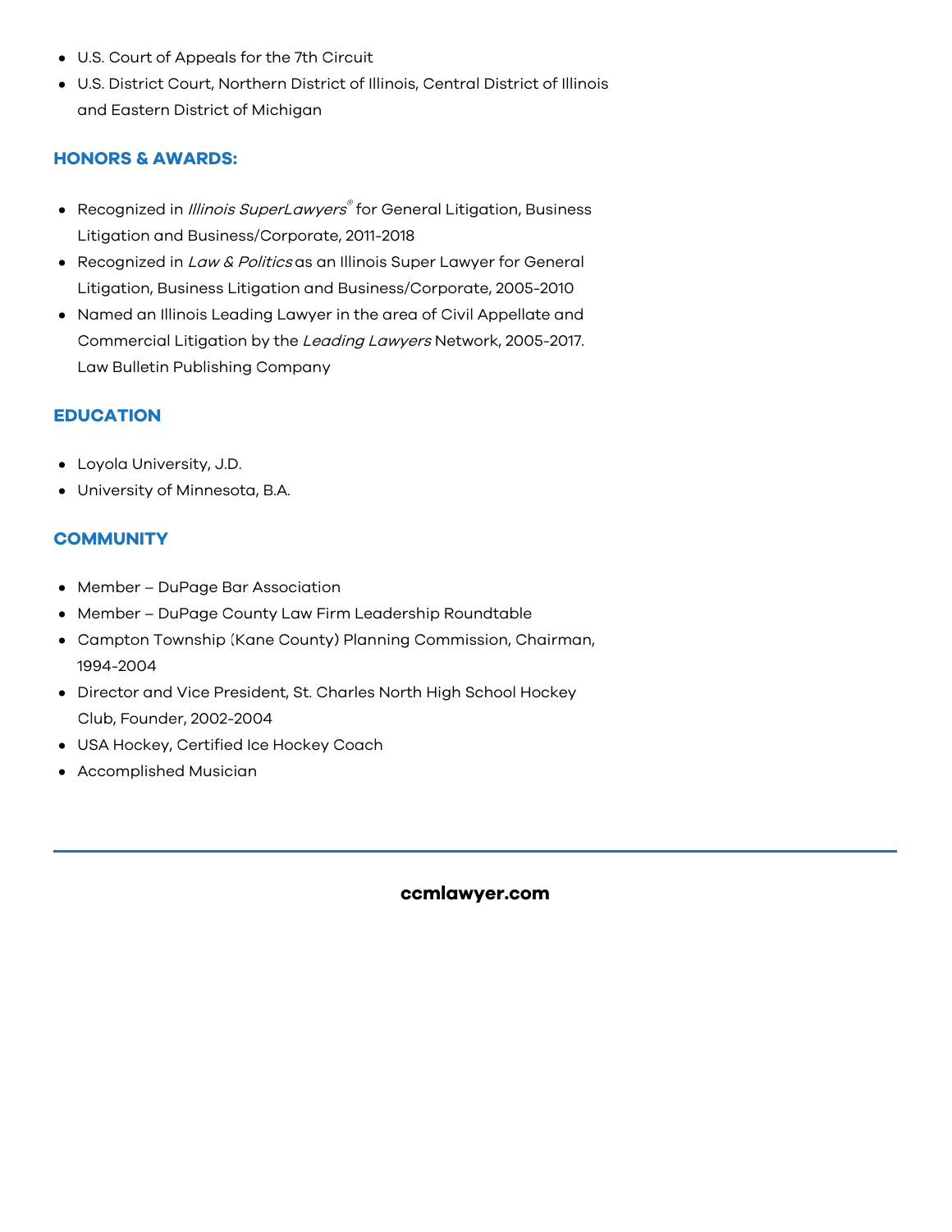- U.S. Court of Appeals for the 7th Circuit
- U.S. District Court, Northern District of Illinois, Central District of Illinois and Eastern District of Michigan

## HONORS & AWARDS:

- Recognized in *Illinois SuperLawyers®* for General Litigation, Business Litigation and Business/Corporate, 2011-2018
- Recognized in *Law & Politics* as an Illinois Super Lawyer for General Litigation, Business Litigation and Business/Corporate, 2005-2010
- Named an Illinois Leading Lawyer in the area of Civil Appellate and Commercial Litigation by the *Leading Lawyers* Network, 2005-2017. Law Bulletin Publishing Company

## EDUCATION

- Loyola University, J.D.
- University of Minnesota, B.A.

## COMMUNITY

- Member – DuPage Bar Association
- Member – DuPage County Law Firm Leadership Roundtable
- Campton Township (Kane County) Planning Commission, Chairman, 1994-2004
- Director and Vice President, St. Charles North High School Hockey Club, Founder, 2002-2004
- USA Hockey, Certified Ice Hockey Coach
- Accomplished Musician

---

**ccmlawyer.com**